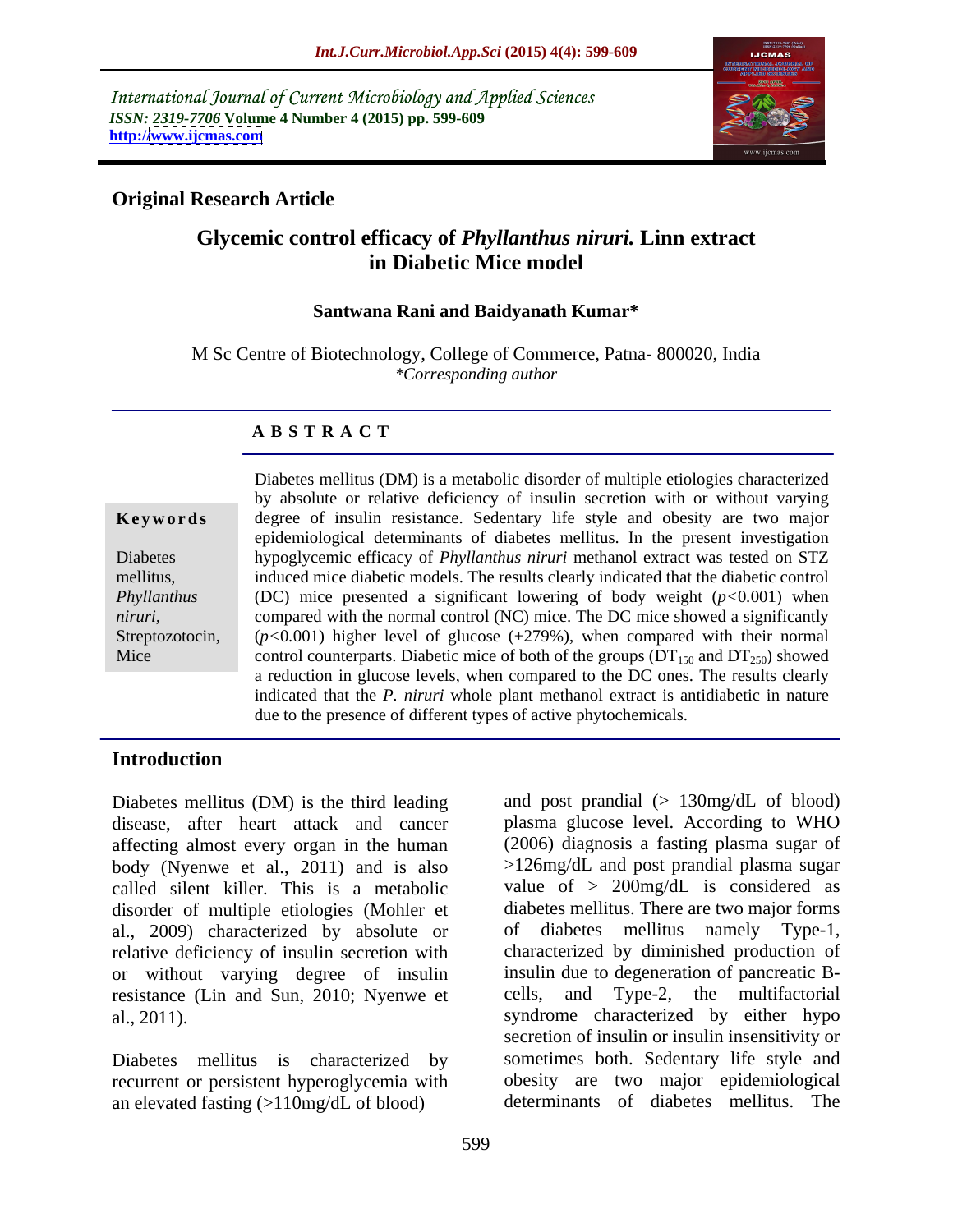International Journal of Current Microbiology and Applied Sciences
*ISSN: 2319-7706* **Volume 4 Number 4 (2015) pp. 599-609**
**http://www.ijcmas.com**

**Original Research Article**

# Glycemic control efficacy of *Phyllanthus niruri.* Linn extract in Diabetic Mice model

**Santwana Rani and Baidyanath Kumar***

M Sc Centre of Biotechnology, College of Commerce, Patna- 800020, India
*\*Corresponding author*

## ABSTRACT

**Keywords**

Diabetes mellitus, *Phyllanthus niruri*, Streptozotocin, Mice

Diabetes mellitus (DM) is a metabolic disorder of multiple etiologies characterized by absolute or relative deficiency of insulin secretion with or without varying degree of insulin resistance. Sedentary life style and obesity are two major epidemiological determinants of diabetes mellitus. In the present investigation hypoglycemic efficacy of *Phyllanthus niruri* methanol extract was tested on STZ induced mice diabetic models. The results clearly indicated that the diabetic control (DC) mice presented a significant lowering of body weight ($p<0.001$) when compared with the normal control (NC) mice. The DC mice showed a significantly ($p<0.001$) higher level of glucose (+279%), when compared with their normal control counterparts. Diabetic mice of both of the groups ($DT_{150}$ and $DT_{250}$) showed a reduction in glucose levels, when compared to the DC ones. The results clearly indicated that the *P. niruri* whole plant methanol extract is antidiabetic in nature due to the presence of different types of active phytochemicals.

## Introduction

Diabetes mellitus (DM) is the third leading disease, after heart attack and cancer affecting almost every organ in the human body (Nyenwe et al., 2011) and is also called silent killer. This is a metabolic disorder of multiple etiologies (Mohler et al., 2009) characterized by absolute or relative deficiency of insulin secretion with or without varying degree of insulin resistance (Lin and Sun, 2010; Nyenwe et al., 2011).

Diabetes mellitus is characterized by recurrent or persistent hyperglycemia with an elevated fasting (>110mg/dL of blood) and post prandial (> 130mg/dL of blood) plasma glucose level. According to WHO (2006) diagnosis a fasting plasma sugar of >126mg/dL and post prandial plasma sugar value of > 200mg/dL is considered as diabetes mellitus. There are two major forms of diabetes mellitus namely Type-1, characterized by diminished production of insulin due to degeneration of pancreatic B-cells, and Type-2, the multifactorial syndrome characterized by either hypo secretion of insulin or insulin insensitivity or sometimes both. Sedentary life style and obesity are two major epidemiological determinants of diabetes mellitus. The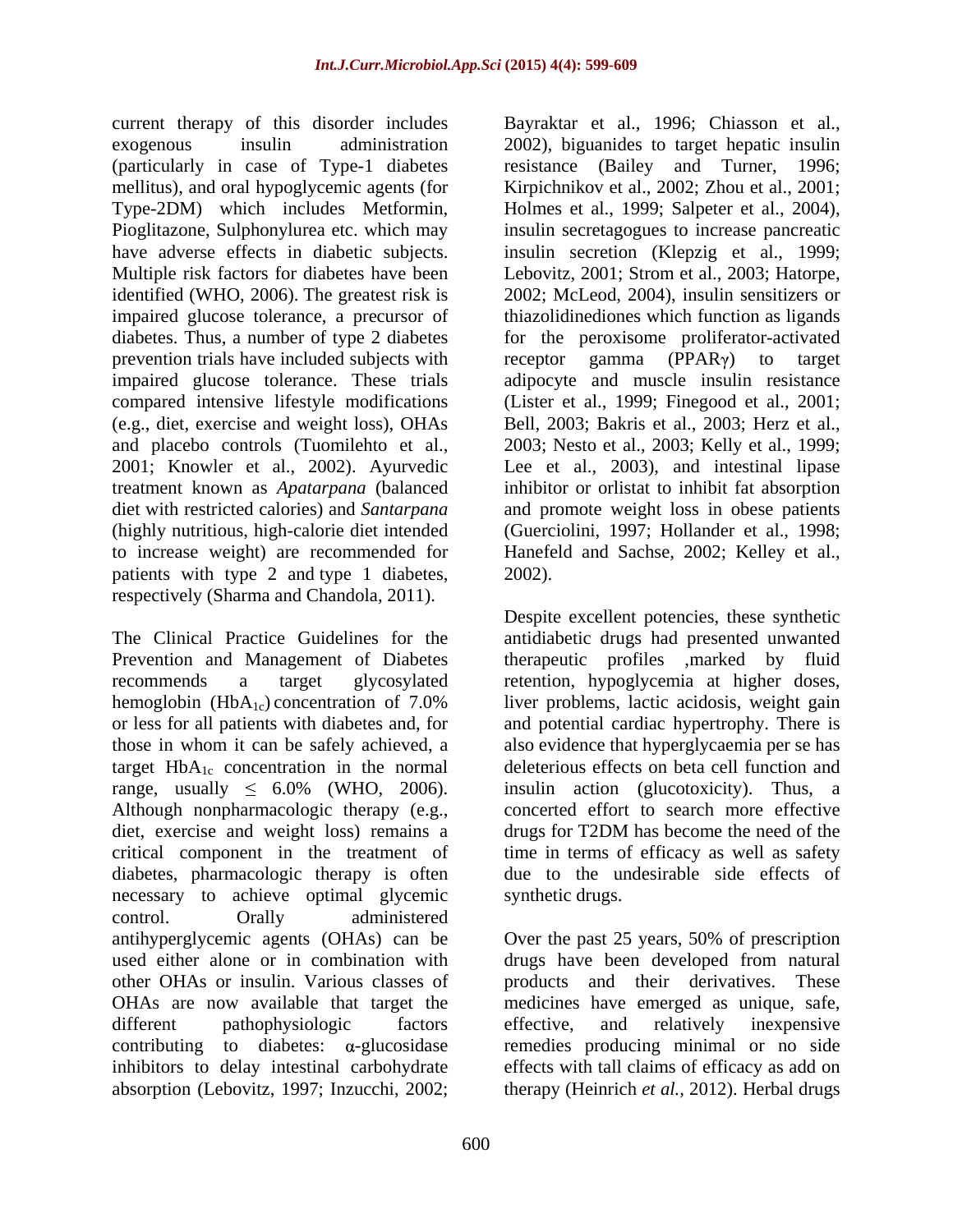current therapy of this disorder includes exogenous insulin administration (particularly in case of Type-1 diabetes mellitus), and oral hypoglycemic agents (for Type-2DM) which includes Metformin, Pioglitazone, Sulphonylurea etc. which may have adverse effects in diabetic subjects. Multiple risk factors for diabetes have been identified (WHO, 2006). The greatest risk is impaired glucose tolerance, a precursor of diabetes. Thus, a number of type 2 diabetes prevention trials have included subjects with impaired glucose tolerance. These trials compared intensive lifestyle modifications (e.g., diet, exercise and weight loss), OHAs and placebo controls (Tuomilehto et al., 2001; Knowler et al., 2002). Ayurvedic treatment known as *Apatarpana* (balanced diet with restricted calories) and *Santarpana* (highly nutritious, high-calorie diet intended to increase weight) are recommended for patients with type 2 and type 1 diabetes, respectively (Sharma and Chandola, 2011).

The Clinical Practice Guidelines for the Prevention and Management of Diabetes recommends a target glycosylated hemoglobin ($HbA_{1c}$) concentration of 7.0% or less for all patients with diabetes and, for those in whom it can be safely achieved, a target $HbA_{1c}$ concentration in the normal range, usually $\leq$ 6.0% (WHO, 2006). Although nonpharmacologic therapy (e.g., diet, exercise and weight loss) remains a critical component in the treatment of diabetes, pharmacologic therapy is often necessary to achieve optimal glycemic control. Orally administered antihyperglycemic agents (OHAs) can be used either alone or in combination with other OHAs or insulin. Various classes of OHAs are now available that target the different pathophysiologic factors contributing to diabetes: $\alpha$-glucosidase inhibitors to delay intestinal carbohydrate absorption (Lebovitz, 1997; Inzucchi, 2002; Bayraktar et al., 1996; Chiasson et al., 2002), biguanides to target hepatic insulin resistance (Bailey and Turner, 1996; Kirpichnikov et al., 2002; Zhou et al., 2001; Holmes et al., 1999; Salpeter et al., 2004), insulin secretagogues to increase pancreatic insulin secretion (Klepzig et al., 1999; Lebovitz, 2001; Strom et al., 2003; Hatorpe, 2002; McLeod, 2004), insulin sensitizers or thiazolidinediones which function as ligands for the peroxisome proliferator-activated receptor gamma (PPAR$\gamma$) to target adipocyte and muscle insulin resistance (Lister et al., 1999; Finegood et al., 2001; Bell, 2003; Bakris et al., 2003; Herz et al., 2003; Nesto et al., 2003; Kelly et al., 1999; Lee et al., 2003), and intestinal lipase inhibitor or orlistat to inhibit fat absorption and promote weight loss in obese patients (Guerciolini, 1997; Hollander et al., 1998; Hanefeld and Sachse, 2002; Kelley et al., 2002).

Despite excellent potencies, these synthetic antidiabetic drugs had presented unwanted therapeutic profiles ,marked by fluid retention, hypoglycemia at higher doses, liver problems, lactic acidosis, weight gain and potential cardiac hypertrophy. There is also evidence that hyperglycaemia per se has deleterious effects on beta cell function and insulin action (glucotoxicity). Thus, a concerted effort to search more effective drugs for T2DM has become the need of the time in terms of efficacy as well as safety due to the undesirable side effects of synthetic drugs.

Over the past 25 years, 50% of prescription drugs have been developed from natural products and their derivatives. These medicines have emerged as unique, safe, effective, and relatively inexpensive remedies producing minimal or no side effects with tall claims of efficacy as add on therapy (Heinrich *et al.,* 2012). Herbal drugs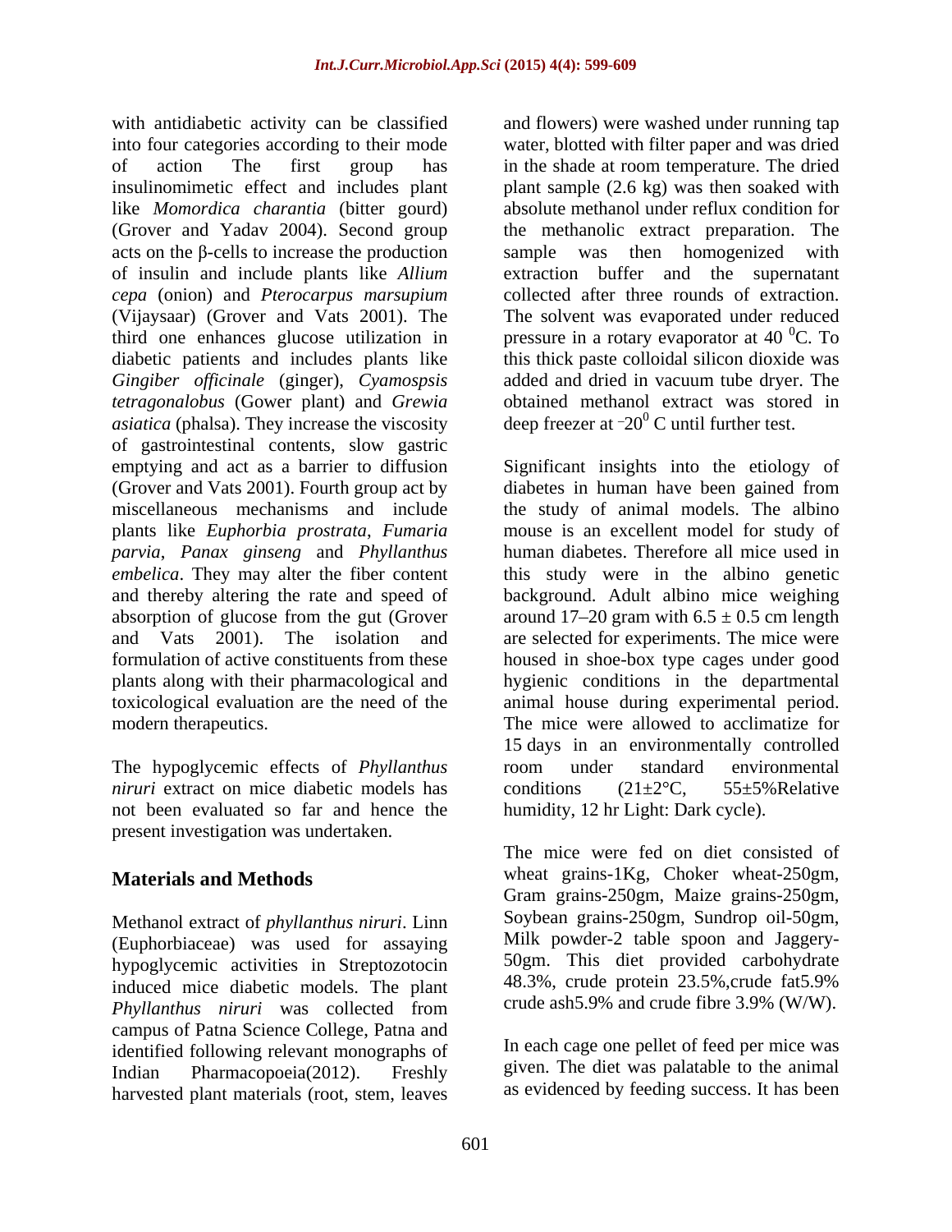with antidiabetic activity can be classified into four categories according to their mode of action The first group has insulinomimetic effect and includes plant like *Momordica charantia* (bitter gourd) (Grover and Yadav 2004). Second group acts on the β-cells to increase the production of insulin and include plants like *Allium cepa* (onion) and *Pterocarpus marsupium* (Vijaysaar) (Grover and Vats 2001). The third one enhances glucose utilization in diabetic patients and includes plants like *Gingiber officinale* (ginger), *Cyamospsis tetragonalobus* (Gower plant) and *Grewia asiatica* (phalsa). They increase the viscosity of gastrointestinal contents, slow gastric emptying and act as a barrier to diffusion (Grover and Vats 2001). Fourth group act by miscellaneous mechanisms and include plants like *Euphorbia prostrata*, *Fumaria parvia*, *Panax ginseng* and *Phyllanthus embelica*. They may alter the fiber content and thereby altering the rate and speed of absorption of glucose from the gut (Grover and Vats 2001). The isolation and formulation of active constituents from these plants along with their pharmacological and toxicological evaluation are the need of the modern therapeutics.

The hypoglycemic effects of *Phyllanthus niruri* extract on mice diabetic models has not been evaluated so far and hence the present investigation was undertaken.

## Materials and Methods

Methanol extract of *phyllanthus niruri*. Linn (Euphorbiaceae) was used for assaying hypoglycemic activities in Streptozotocin induced mice diabetic models. The plant *Phyllanthus niruri* was collected from campus of Patna Science College, Patna and identified following relevant monographs of Indian Pharmacopoeia(2012). Freshly harvested plant materials (root, stem, leaves and flowers) were washed under running tap water, blotted with filter paper and was dried in the shade at room temperature. The dried plant sample (2.6 kg) was then soaked with absolute methanol under reflux condition for the methanolic extract preparation. The sample was then homogenized with extraction buffer and the supernatant collected after three rounds of extraction. The solvent was evaporated under reduced pressure in a rotary evaporator at 40 $^{0}$C. To this thick paste colloidal silicon dioxide was added and dried in vacuum tube dryer. The obtained methanol extract was stored in deep freezer at $-20^{0}$ C until further test.

Significant insights into the etiology of diabetes in human have been gained from the study of animal models. The albino mouse is an excellent model for study of human diabetes. Therefore all mice used in this study were in the albino genetic background. Adult albino mice weighing around 17–20 gram with $6.5 \pm 0.5$ cm length are selected for experiments. The mice were housed in shoe-box type cages under good hygienic conditions in the departmental animal house during experimental period. The mice were allowed to acclimatize for 15 days in an environmentally controlled room under standard environmental conditions (21±2°C, 55±5%Relative humidity, 12 hr Light: Dark cycle).

The mice were fed on diet consisted of wheat grains-1Kg, Choker wheat-250gm, Gram grains-250gm, Maize grains-250gm, Soybean grains-250gm, Sundrop oil-50gm, Milk powder-2 table spoon and Jaggery-50gm. This diet provided carbohydrate 48.3%, crude protein 23.5%,crude fat5.9% crude ash5.9% and crude fibre 3.9% (W/W).

In each cage one pellet of feed per mice was given. The diet was palatable to the animal as evidenced by feeding success. It has been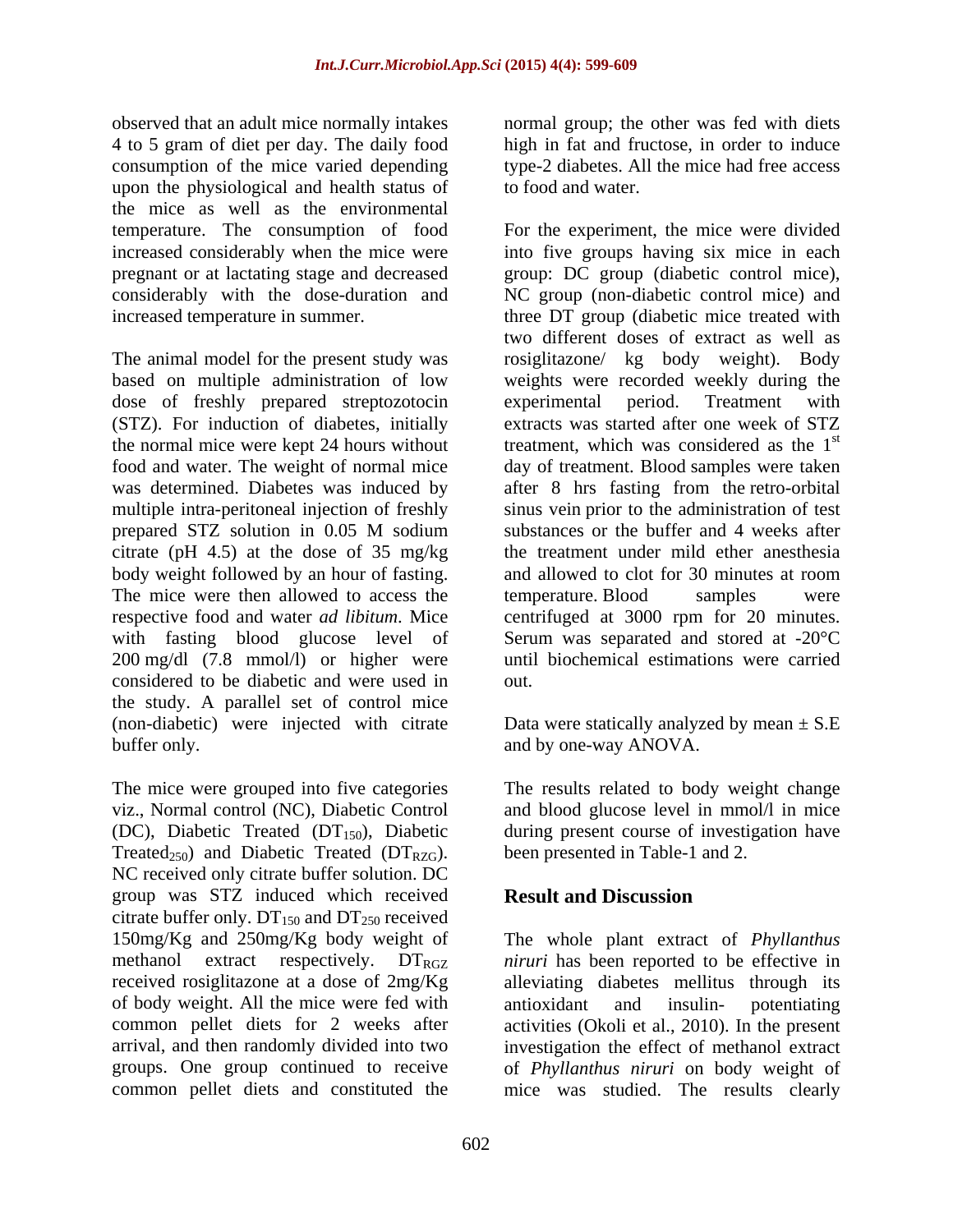observed that an adult mice normally intakes 4 to 5 gram of diet per day. The daily food consumption of the mice varied depending upon the physiological and health status of the mice as well as the environmental temperature. The consumption of food increased considerably when the mice were pregnant or at lactating stage and decreased considerably with the dose-duration and increased temperature in summer.

The animal model for the present study was based on multiple administration of low dose of freshly prepared streptozotocin (STZ). For induction of diabetes, initially the normal mice were kept 24 hours without food and water. The weight of normal mice was determined. Diabetes was induced by multiple intra-peritoneal injection of freshly prepared STZ solution in 0.05 M sodium citrate (pH 4.5) at the dose of 35 mg/kg body weight followed by an hour of fasting. The mice were then allowed to access the respective food and water *ad libitum*. Mice with fasting blood glucose level of 200 mg/dl (7.8 mmol/l) or higher were considered to be diabetic and were used in the study. A parallel set of control mice (non-diabetic) were injected with citrate buffer only.

The mice were grouped into five categories viz., Normal control (NC), Diabetic Control (DC), Diabetic Treated ($DT_{150}$), Diabetic Treated$_{250}$) and Diabetic Treated ($DT_{RZG}$). NC received only citrate buffer solution. DC group was STZ induced which received citrate buffer only. $DT_{150}$ and $DT_{250}$ received 150mg/Kg and 250mg/Kg body weight of methanol extract respectively. $DT_{RGZ}$ received rosiglitazone at a dose of 2mg/Kg of body weight. All the mice were fed with common pellet diets for 2 weeks after arrival, and then randomly divided into two groups. One group continued to receive common pellet diets and constituted the normal group; the other was fed with diets high in fat and fructose, in order to induce type-2 diabetes. All the mice had free access to food and water.

For the experiment, the mice were divided into five groups having six mice in each group: DC group (diabetic control mice), NC group (non-diabetic control mice) and three DT group (diabetic mice treated with two different doses of extract as well as rosiglitazone/ kg body weight). Body weights were recorded weekly during the experimental period. Treatment with extracts was started after one week of STZ treatment, which was considered as the 1st day of treatment. Blood samples were taken after 8 hrs fasting from the retro-orbital sinus vein prior to the administration of test substances or the buffer and 4 weeks after the treatment under mild ether anesthesia and allowed to clot for 30 minutes at room temperature. Blood samples were centrifuged at 3000 rpm for 20 minutes. Serum was separated and stored at -20°C until biochemical estimations were carried out.

Data were statically analyzed by mean ± S.E and by one-way ANOVA.

The results related to body weight change and blood glucose level in mmol/l in mice during present course of investigation have been presented in Table-1 and 2.

## Result and Discussion

The whole plant extract of *Phyllanthus niruri* has been reported to be effective in alleviating diabetes mellitus through its antioxidant and insulin- potentiating activities (Okoli et al., 2010). In the present investigation the effect of methanol extract of *Phyllanthus niruri* on body weight of mice was studied. The results clearly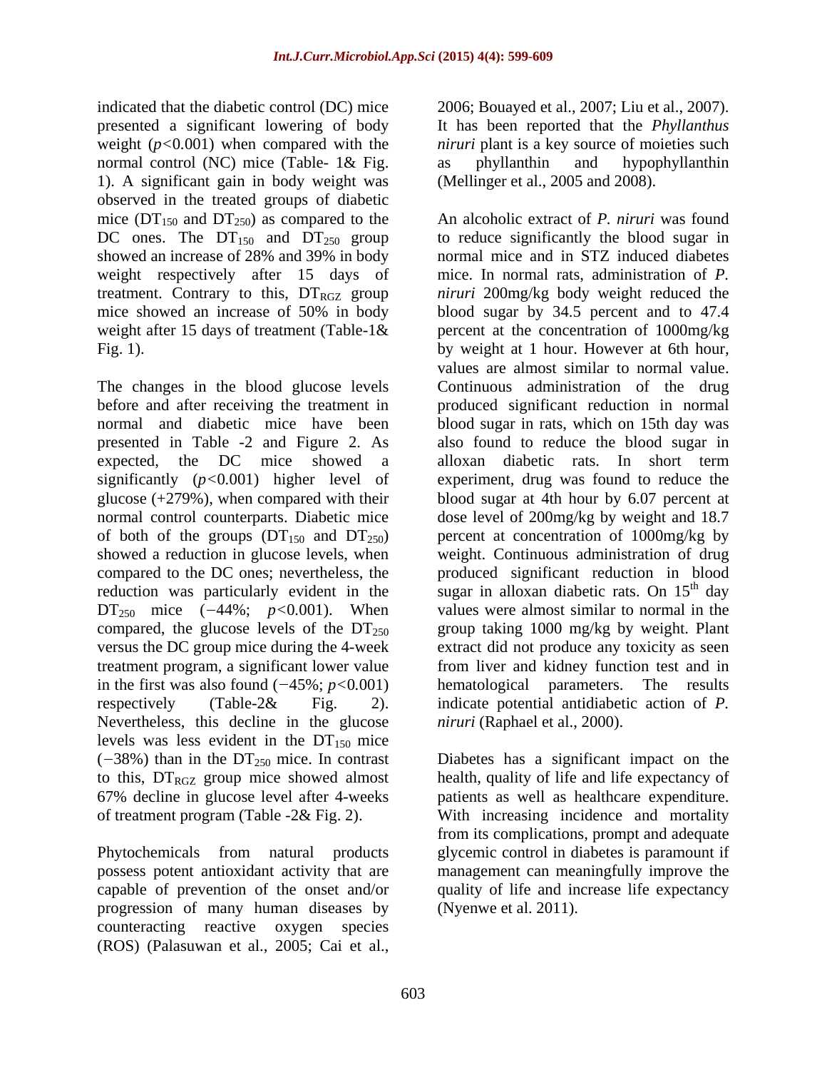indicated that the diabetic control (DC) mice presented a significant lowering of body weight ($p<0.001$) when compared with the normal control (NC) mice (Table- 1& Fig. 1). A significant gain in body weight was observed in the treated groups of diabetic mice ($DT_{150}$ and $DT_{250}$) as compared to the DC ones. The $DT_{150}$ and $DT_{250}$ group showed an increase of 28% and 39% in body weight respectively after 15 days of treatment. Contrary to this, $DT_{RGZ}$ group mice showed an increase of 50% in body weight after 15 days of treatment (Table-1& Fig. 1).

The changes in the blood glucose levels before and after receiving the treatment in normal and diabetic mice have been presented in Table -2 and Figure 2. As expected, the DC mice showed a significantly ($p<0.001$) higher level of glucose (+279%), when compared with their normal control counterparts. Diabetic mice of both of the groups ($DT_{150}$ and $DT_{250}$) showed a reduction in glucose levels, when compared to the DC ones; nevertheless, the reduction was particularly evident in the $DT_{250}$ mice (−44%; $p<0.001$). When compared, the glucose levels of the $DT_{250}$ versus the DC group mice during the 4-week treatment program, a significant lower value in the first was also found (−45%; $p<0.001$) respectively (Table-2& Fig. 2). Nevertheless, this decline in the glucose levels was less evident in the $DT_{150}$ mice (−38%) than in the $DT_{250}$ mice. In contrast to this, $DT_{RGZ}$ group mice showed almost 67% decline in glucose level after 4-weeks of treatment program (Table -2& Fig. 2).

Phytochemicals from natural products possess potent antioxidant activity that are capable of prevention of the onset and/or progression of many human diseases by counteracting reactive oxygen species (ROS) (Palasuwan et al., 2005; Cai et al., 2006; Bouayed et al., 2007; Liu et al., 2007). It has been reported that the *Phyllanthus niruri* plant is a key source of moieties such as phyllanthin and hypophyllanthin (Mellinger et al., 2005 and 2008).

An alcoholic extract of *P. niruri* was found to reduce significantly the blood sugar in normal mice and in STZ induced diabetes mice. In normal rats, administration of *P. niruri* 200mg/kg body weight reduced the blood sugar by 34.5 percent and to 47.4 percent at the concentration of 1000mg/kg by weight at 1 hour. However at 6th hour, values are almost similar to normal value. Continuous administration of the drug produced significant reduction in normal blood sugar in rats, which on 15th day was also found to reduce the blood sugar in alloxan diabetic rats. In short term experiment, drug was found to reduce the blood sugar at 4th hour by 6.07 percent at dose level of 200mg/kg by weight and 18.7 percent at concentration of 1000mg/kg by weight. Continuous administration of drug produced significant reduction in blood sugar in alloxan diabetic rats. On 15th day values were almost similar to normal in the group taking 1000 mg/kg by weight. Plant extract did not produce any toxicity as seen from liver and kidney function test and in hematological parameters. The results indicate potential antidiabetic action of *P. niruri* (Raphael et al., 2000).

Diabetes has a significant impact on the health, quality of life and life expectancy of patients as well as healthcare expenditure. With increasing incidence and mortality from its complications, prompt and adequate glycemic control in diabetes is paramount if management can meaningfully improve the quality of life and increase life expectancy (Nyenwe et al. 2011).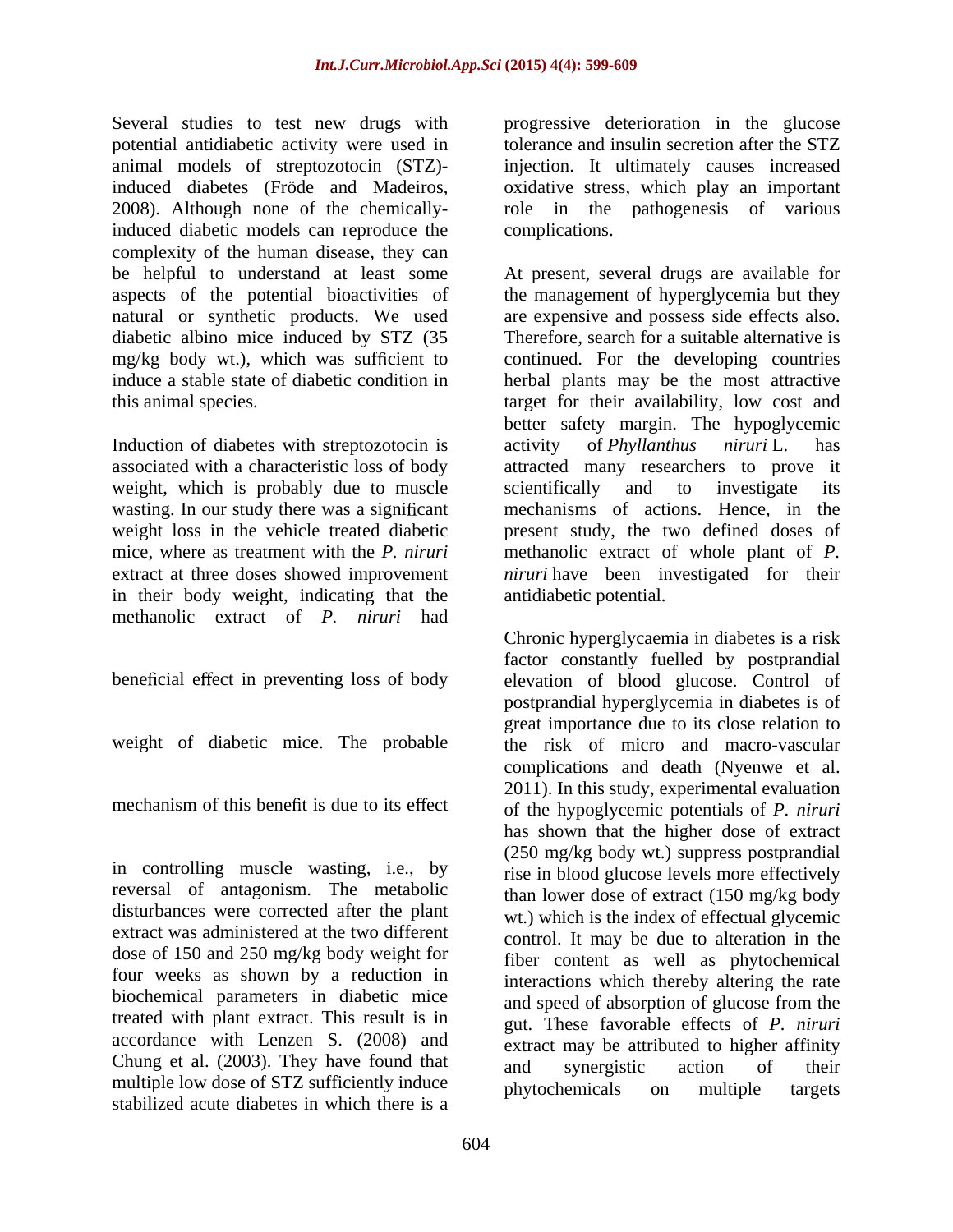Several studies to test new drugs with potential antidiabetic activity were used in animal models of streptozotocin (STZ)-induced diabetes (Fröde and Madeiros, 2008). Although none of the chemically-induced diabetic models can reproduce the complexity of the human disease, they can be helpful to understand at least some aspects of the potential bioactivities of natural or synthetic products. We used diabetic albino mice induced by STZ (35 mg/kg body wt.), which was sufficient to induce a stable state of diabetic condition in this animal species.

Induction of diabetes with streptozotocin is associated with a characteristic loss of body weight, which is probably due to muscle wasting. In our study there was a significant weight loss in the vehicle treated diabetic mice, where as treatment with the *P. niruri* extract at three doses showed improvement in their body weight, indicating that the methanolic extract of *P. niruri* had beneficial effect in preventing loss of body weight of diabetic mice. The probable mechanism of this benefit is due to its effect in controlling muscle wasting, i.e., by reversal of antagonism. The metabolic disturbances were corrected after the plant extract was administered at the two different dose of 150 and 250 mg/kg body weight for four weeks as shown by a reduction in biochemical parameters in diabetic mice treated with plant extract. This result is in accordance with Lenzen S. (2008) and Chung et al. (2003). They have found that multiple low dose of STZ sufficiently induce stabilized acute diabetes in which there is a progressive deterioration in the glucose tolerance and insulin secretion after the STZ injection. It ultimately causes increased oxidative stress, which play an important role in the pathogenesis of various complications.

At present, several drugs are available for the management of hyperglycemia but they are expensive and possess side effects also. Therefore, search for a suitable alternative is continued. For the developing countries herbal plants may be the most attractive target for their availability, low cost and better safety margin. The hypoglycemic activity of *Phyllanthus niruri* L. has attracted many researchers to prove it scientifically and to investigate its mechanisms of actions. Hence, in the present study, the two defined doses of methanolic extract of whole plant of *P. niruri* have been investigated for their antidiabetic potential.

Chronic hyperglycaemia in diabetes is a risk factor constantly fuelled by postprandial elevation of blood glucose. Control of postprandial hyperglycemia in diabetes is of great importance due to its close relation to the risk of micro and macro-vascular complications and death (Nyenwe et al. 2011). In this study, experimental evaluation of the hypoglycemic potentials of *P. niruri* has shown that the higher dose of extract (250 mg/kg body wt.) suppress postprandial rise in blood glucose levels more effectively than lower dose of extract (150 mg/kg body wt.) which is the index of effectual glycemic control. It may be due to alteration in the fiber content as well as phytochemical interactions which thereby altering the rate and speed of absorption of glucose from the gut. These favorable effects of *P. niruri* extract may be attributed to higher affinity and synergistic action of their phytochemicals on multiple targets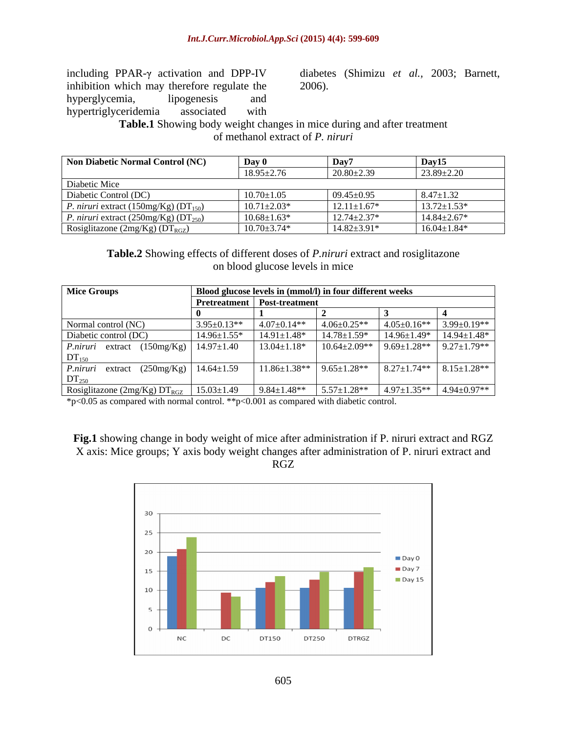including PPAR-γ activation and DPP-IV inhibition which may therefore regulate the hyperglycemia, lipogenesis and hypertriglyceridemia associated with diabetes (Shimizu *et al.,* 2003; Barnett, 2006).

**Table.1** Showing body weight changes in mice during and after treatment of methanol extract of *P. niruri*

| **Non Diabetic Normal Control (NC)** | **Day 0** | **Day7** | **Day15** |
|---|---|---|---|
| | 18.95±2.76 | 20.80±2.39 | 23.89±2.20 |
| Diabetic Mice | | | |
| Diabetic Control (DC) | 10.70±1.05 | 09.45±0.95 | 8.47±1.32 |
| *P. niruri* extract (150mg/Kg) ($DT_{150}$) | 10.71±2.03* | 12.11±1.67* | 13.72±1.53* |
| *P. niruri* extract (250mg/Kg) ($DT_{250}$) | 10.68±1.63* | 12.74±2.37* | 14.84±2.67* |
| Rosiglitazone (2mg/Kg) ($DT_{RGZ}$) | 10.70±3.74* | 14.82±3.91* | 16.04±1.84* |

**Table.2** Showing effects of different doses of *P.niruri* extract and rosiglitazone on blood glucose levels in mice

| **Mice Groups** | **Blood glucose levels in (mmol/l) in four different weeks** | | | | |
|---|---|---|---|---|---|
| | **Pretreatment** | **Post-treatment** | | | |
| | **0** | **1** | **2** | **3** | **4** |
| Normal control (NC) | 3.95±0.13** | 4.07±0.14** | 4.06±0.25** | 4.05±0.16** | 3.99±0.19** |
| Diabetic control (DC) | 14.96±1.55* | 14.91±1.48* | 14.78±1.59* | 14.96±1.49* | 14.94±1.48* |
| *P.niruri* extract (150mg/Kg) $DT_{150}$ | 14.97±1.40 | 13.04±1.18* | 10.64±2.09** | 9.69±1.28** | 9.27±1.79** |
| *P.niruri* extract (250mg/Kg) $DT_{250}$ | 14.64±1.59 | 11.86±1.38** | 9.65±1.28** | 8.27±1.74** | 8.15±1.28** |
| Rosiglitazone (2mg/Kg) $DT_{RGZ}$ | 15.03±1.49 | 9.84±1.48** | 5.57±1.28** | 4.97±1.35** | 4.94±0.97** |

*p<0.05 as compared with normal control. **p<0.001 as compared with diabetic control.

**Fig.1** showing change in body weight of mice after administration if P. niruri extract and RGZ X axis: Mice groups; Y axis body weight changes after administration of P. niruri extract and RGZ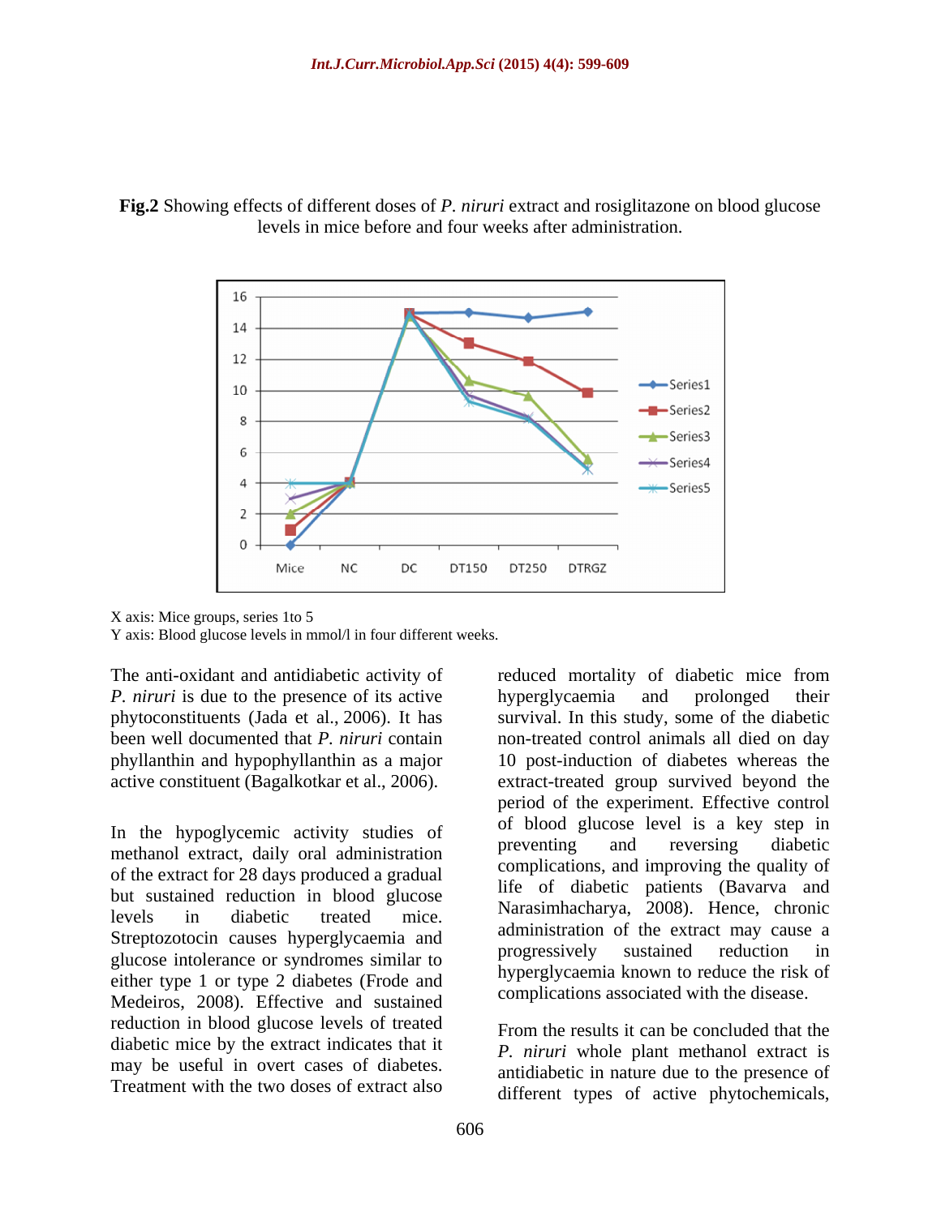**Fig.2** Showing effects of different doses of *P. niruri* extract and rosiglitazone on blood glucose levels in mice before and four weeks after administration.

X axis: Mice groups, series 1to 5
Y axis: Blood glucose levels in mmol/l in four different weeks.

The anti-oxidant and antidiabetic activity of *P. niruri* is due to the presence of its active phytoconstituents (Jada et al., 2006). It has been well documented that *P. niruri* contain phyllanthin and hypophyllanthin as a major active constituent (Bagalkotkar et al., 2006).

In the hypoglycemic activity studies of methanol extract, daily oral administration of the extract for 28 days produced a gradual but sustained reduction in blood glucose levels in diabetic treated mice. Streptozotocin causes hyperglycaemia and glucose intolerance or syndromes similar to either type 1 or type 2 diabetes (Frode and Medeiros, 2008). Effective and sustained reduction in blood glucose levels of treated diabetic mice by the extract indicates that it may be useful in overt cases of diabetes. Treatment with the two doses of extract also reduced mortality of diabetic mice from hyperglycaemia and prolonged their survival. In this study, some of the diabetic non-treated control animals all died on day 10 post-induction of diabetes whereas the extract-treated group survived beyond the period of the experiment. Effective control of blood glucose level is a key step in preventing and reversing diabetic complications, and improving the quality of life of diabetic patients (Bavarva and Narasimhacharya, 2008). Hence, chronic administration of the extract may cause a progressively sustained reduction in hyperglycaemia known to reduce the risk of complications associated with the disease.

From the results it can be concluded that the *P. niruri* whole plant methanol extract is antidiabetic in nature due to the presence of different types of active phytochemicals,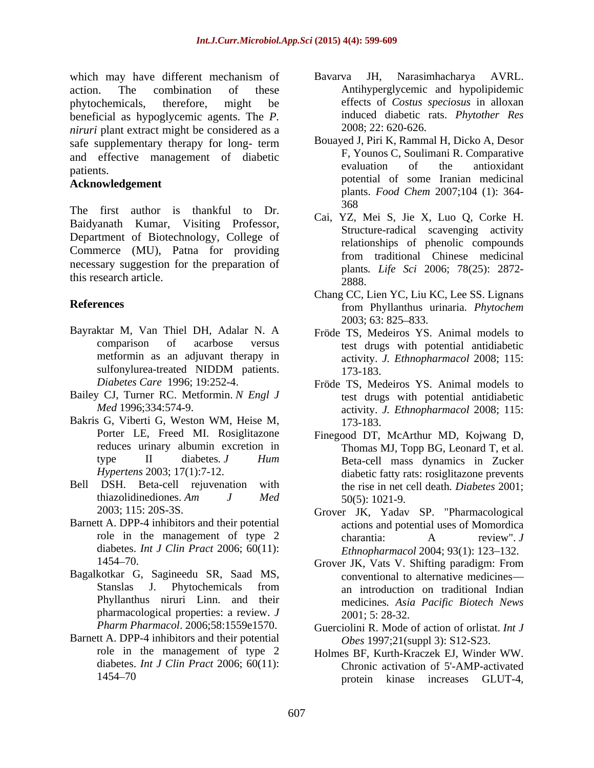which may have different mechanism of action. The combination of these phytochemicals, therefore, might be beneficial as hypoglycemic agents. The *P. niruri* plant extract might be considered as a safe supplementary therapy for long- term and effective management of diabetic patients.

## Acknowledgement

The first author is thankful to Dr. Baidyanath Kumar, Visiting Professor, Department of Biotechnology, College of Commerce (MU), Patna for providing necessary suggestion for the preparation of this research article.

## References

- Bayraktar M, Van Thiel DH, Adalar N. A comparison of acarbose versus metformin as an adjuvant therapy in sulfonylurea-treated NIDDM patients. *Diabetes Care* 1996; 19:252-4.
- Bailey CJ, Turner RC. Metformin. *N Engl J Med* 1996;334:574-9.
- Bakris G, Viberti G, Weston WM, Heise M, Porter LE, Freed MI. Rosiglitazone reduces urinary albumin excretion in type II diabetes. *J Hum Hypertens* 2003; 17(1):7-12.
- Bell DSH. Beta-cell rejuvenation with thiazolidinediones. *Am J Med* 2003; 115: 20S-3S.
- Barnett A. DPP-4 inhibitors and their potential role in the management of type 2 diabetes. *Int J Clin Pract* 2006; 60(11): 1454–70.
- Bagalkotkar G, Sagineedu SR, Saad MS, Stanslas J. Phytochemicals from Phyllanthus niruri Linn. and their pharmacological properties: a review. *J Pharm Pharmacol*. 2006;58:1559e1570.
- Barnett A. DPP-4 inhibitors and their potential role in the management of type 2 diabetes. *Int J Clin Pract* 2006; 60(11): 1454–70
- Bavarva JH, Narasimhacharya AVRL. Antihyperglycemic and hypolipidemic effects of *Costus speciosus* in alloxan induced diabetic rats. *Phytother Res* 2008; 22: 620-626.
- Bouayed J, Piri K, Rammal H, Dicko A, Desor F, Younos C, Soulimani R. Comparative evaluation of the antioxidant potential of some Iranian medicinal plants. *Food Chem* 2007;104 (1): 364-368
- Cai, YZ, Mei S, Jie X, Luo Q, Corke H. Structure-radical scavenging activity relationships of phenolic compounds from traditional Chinese medicinal plants*. Life Sci* 2006; 78(25): 2872-2888.
- Chang CC, Lien YC, Liu KC, Lee SS. Lignans from Phyllanthus urinaria*. Phytochem* 2003; 63: 825–833.
- Fröde TS, Medeiros YS. Animal models to test drugs with potential antidiabetic activity. *J. Ethnopharmacol* 2008; 115: 173-183.
- Fröde TS, Medeiros YS. Animal models to test drugs with potential antidiabetic activity. *J. Ethnopharmacol* 2008; 115: 173-183.
- Finegood DT, McArthur MD, Kojwang D, Thomas MJ, Topp BG, Leonard T, et al. Beta-cell mass dynamics in Zucker diabetic fatty rats: rosiglitazone prevents the rise in net cell death*. Diabetes* 2001; 50(5): 1021-9.
- Grover JK, Yadav SP. "Pharmacological actions and potential uses of Momordica charantia: A review". *J Ethnopharmacol* 2004; 93(1): 123–132.
- Grover JK, Vats V. Shifting paradigm: From conventional to alternative medicines—an introduction on traditional Indian medicines*. Asia Pacific Biotech News* 2001; 5: 28-32.
- Guerciolini R. Mode of action of orlistat. *Int J Obes* 1997;21(suppl 3): S12-S23.
- Holmes BF, Kurth-Kraczek EJ, Winder WW. Chronic activation of 5'-AMP-activated protein kinase increases GLUT-4,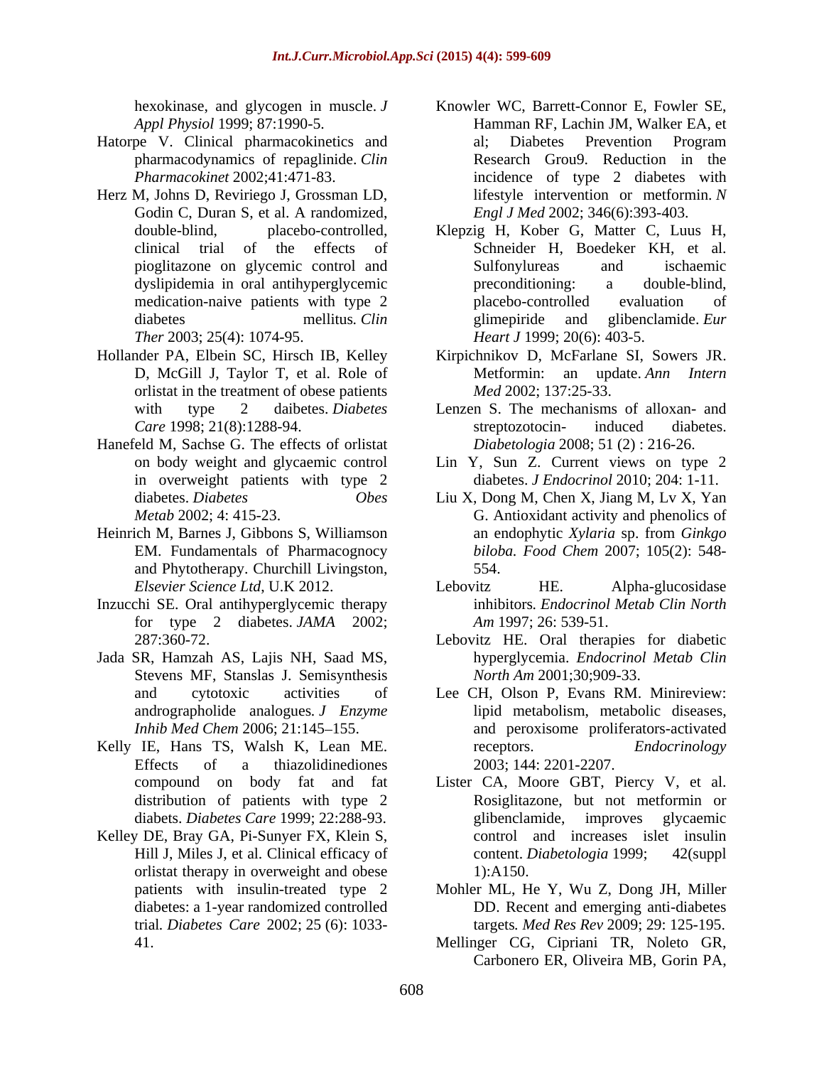hexokinase, and glycogen in muscle. *J Appl Physiol* 1999; 87:1990-5.

Hatorpe V. Clinical pharmacokinetics and pharmacodynamics of repaglinide. *Clin Pharmacokinet* 2002;41:471-83.

Herz M, Johns D, Reviriego J, Grossman LD, Godin C, Duran S, et al. A randomized, double-blind, placebo-controlled, clinical trial of the effects of pioglitazone on glycemic control and dyslipidemia in oral antihyperglycemic medication-naive patients with type 2 diabetes mellitus. *Clin Ther* 2003; 25(4): 1074-95.

Hollander PA, Elbein SC, Hirsch IB, Kelley D, McGill J, Taylor T, et al. Role of orlistat in the treatment of obese patients with type 2 daibetes. *Diabetes Care* 1998; 21(8):1288-94.

Hanefeld M, Sachse G. The effects of orlistat on body weight and glycaemic control in overweight patients with type 2 diabetes. *Diabetes Obes Metab* 2002; 4: 415-23.

Heinrich M, Barnes J, Gibbons S, Williamson EM. Fundamentals of Pharmacognocy and Phytotherapy. Churchill Livingston, *Elsevier Science Ltd*, U.K 2012.

Inzucchi SE. Oral antihyperglycemic therapy for type 2 diabetes. *JAMA* 2002; 287:360-72.

Jada SR, Hamzah AS, Lajis NH, Saad MS, Stevens MF, Stanslas J. Semisynthesis and cytotoxic activities of andrographolide analogues. *J Enzyme Inhib Med Chem* 2006; 21:145–155.

Kelly IE, Hans TS, Walsh K, Lean ME. Effects of a thiazolidinediones compound on body fat and fat distribution of patients with type 2 diabets. *Diabetes Care* 1999; 22:288-93.

Kelley DE, Bray GA, Pi-Sunyer FX, Klein S, Hill J, Miles J, et al. Clinical efficacy of orlistat therapy in overweight and obese patients with insulin-treated type 2 diabetes: a 1-year randomized controlled trial. *Diabetes Care* 2002; 25 (6): 1033-41.

Knowler WC, Barrett-Connor E, Fowler SE, Hamman RF, Lachin JM, Walker EA, et al; Diabetes Prevention Program Research Grou9. Reduction in the incidence of type 2 diabetes with lifestyle intervention or metformin. *N Engl J Med* 2002; 346(6):393-403.

Klepzig H, Kober G, Matter C, Luus H, Schneider H, Boedeker KH, et al. Sulfonylureas and ischaemic preconditioning: a double-blind, placebo-controlled evaluation of glimepiride and glibenclamide. *Eur Heart J* 1999; 20(6): 403-5.

Kirpichnikov D, McFarlane SI, Sowers JR. Metformin: an update. *Ann Intern Med* 2002; 137:25-33.

Lenzen S. The mechanisms of alloxan- and streptozotocin- induced diabetes. *Diabetologia* 2008; 51 (2) : 216-26.

Lin Y, Sun Z. Current views on type 2 diabetes. *J Endocrinol* 2010; 204: 1-11.

Liu X, Dong M, Chen X, Jiang M, Lv X, Yan G. Antioxidant activity and phenolics of an endophytic *Xylaria* sp. from *Ginkgo biloba*. *Food Chem* 2007; 105(2): 548-554.

Lebovitz HE. Alpha-glucosidase inhibitors. *Endocrinol Metab Clin North Am* 1997; 26: 539-51.

Lebovitz HE. Oral therapies for diabetic hyperglycemia. *Endocrinol Metab Clin North Am* 2001;30;909-33.

Lee CH, Olson P, Evans RM. Minireview: lipid metabolism, metabolic diseases, and peroxisome proliferators-activated receptors. *Endocrinology* 2003; 144: 2201-2207.

Lister CA, Moore GBT, Piercy V, et al. Rosiglitazone, but not metformin or glibenclamide, improves glycaemic control and increases islet insulin content. *Diabetologia* 1999; 42(suppl 1):A150.

Mohler ML, He Y, Wu Z, Dong JH, Miller DD. Recent and emerging anti-diabetes targets. *Med Res Rev* 2009; 29: 125-195.

Mellinger CG, Cipriani TR, Noleto GR, Carbonero ER, Oliveira MB, Gorin PA,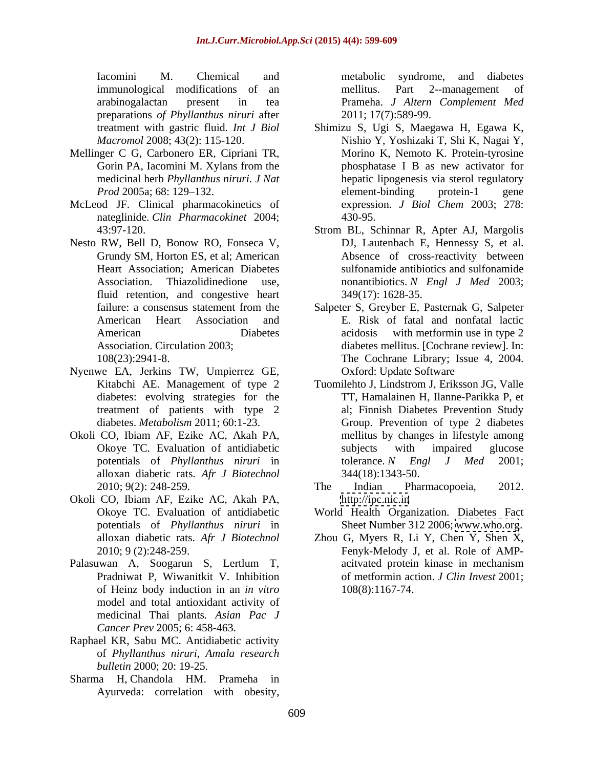Iacomini M. Chemical and immunological modifications of an arabinogalactan present in tea preparations *of Phyllanthus niruri* after treatment with gastric fluid*. Int J Biol Macromol* 2008; 43(2): 115-120.

Mellinger C G, Carbonero ER, Cipriani TR, Gorin PA, Iacomini M. Xylans from the medicinal herb *Phyllanthus niruri*. *J Nat Prod* 2005a; 68: 129–132.

McLeod JF. Clinical pharmacokinetics of nateglinide. *Clin Pharmacokinet* 2004; 43:97-120.

Nesto RW, Bell D, Bonow RO, Fonseca V, Grundy SM, Horton ES, et al; American Heart Association; American Diabetes Association. Thiazolidinedione use, fluid retention, and congestive heart failure: a consensus statement from the American Heart Association and American Diabetes Association. Circulation 2003; 108(23):2941-8.

Nyenwe EA, Jerkins TW, Umpierrez GE, Kitabchi AE. Management of type 2 diabetes: evolving strategies for the treatment of patients with type 2 diabetes. *Metabolism* 2011; 60:1-23.

Okoli CO, Ibiam AF, Ezike AC, Akah PA, Okoye TC. Evaluation of antidiabetic potentials of *Phyllanthus niruri* in alloxan diabetic rats. *Afr J Biotechnol* 2010; 9(2): 248-259.

Okoli CO, Ibiam AF, Ezike AC, Akah PA, Okoye TC. Evaluation of antidiabetic potentials of *Phyllanthus niruri* in alloxan diabetic rats. *Afr J Biotechnol* 2010; 9 (2):248-259.

Palasuwan A, Soogarun S, Lertlum T, Pradniwat P, Wiwanitkit V. Inhibition of Heinz body induction in an *in vitro* model and total antioxidant activity of medicinal Thai plants*. Asian Pac J Cancer Prev* 2005; 6: 458-463.

Raphael KR, Sabu MC. Antidiabetic activity of *Phyllanthus niruri*, *Amala research bulletin* 2000; 20: 19-25.

Sharma H, Chandola HM. Prameha in Ayurveda: correlation with obesity, metabolic syndrome, and diabetes mellitus. Part 2--management of Prameha. *J Altern Complement Med* 2011; 17(7):589-99.

Shimizu S, Ugi S, Maegawa H, Egawa K, Nishio Y, Yoshizaki T, Shi K, Nagai Y, Morino K, Nemoto K. Protein-tyrosine phosphatase I B as new activator for hepatic lipogenesis via sterol regulatory element-binding protein-1 gene expression. *J Biol Chem* 2003; 278: 430-95.

Strom BL, Schinnar R, Apter AJ, Margolis DJ, Lautenbach E, Hennessy S, et al. Absence of cross-reactivity between sulfonamide antibiotics and sulfonamide nonantibiotics. *N Engl J Med* 2003; 349(17): 1628-35.

Salpeter S, Greyber E, Pasternak G, Salpeter E. Risk of fatal and nonfatal lactic acidosis with metformin use in type 2 diabetes mellitus. [Cochrane review]. In: The Cochrane Library; Issue 4, 2004. Oxford: Update Software

Tuomilehto J, Lindstrom J, Eriksson JG, Valle TT, Hamalainen H, Ilanne-Parikka P, et al; Finnish Diabetes Prevention Study Group. Prevention of type 2 diabetes mellitus by changes in lifestyle among subjects with impaired glucose tolerance. *N Engl J Med* 2001; 344(18):1343-50.

The Indian Pharmacopoeia, 2012. http://ipc.nic.in

World Health Organization. Diabetes Fact Sheet Number 312 2006; www.who.org.

Zhou G, Myers R, Li Y, Chen Y, Shen X, Fenyk-Melody J, et al. Role of AMP-acitvated protein kinase in mechanism of metformin action. *J Clin Invest* 2001; 108(8):1167-74.